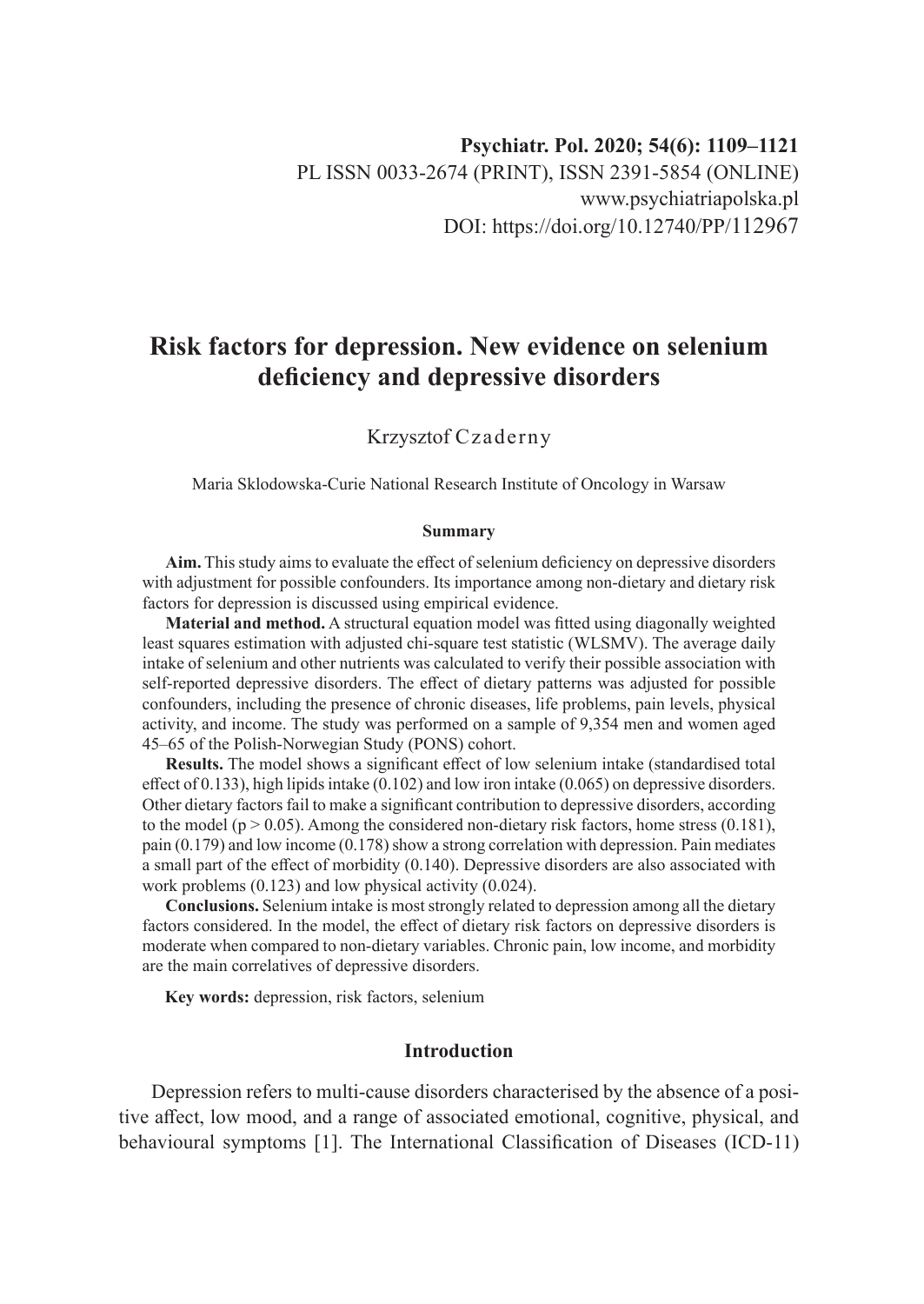Psychiatr. Pol. 2020; 54(6): 1109–1121
PL ISSN 0033-2674 (PRINT), ISSN 2391-5854 (ONLINE)
www.psychiatriapolska.pl
DOI: https://doi.org/10.12740/PP/112967

# Risk factors for depression. New evidence on selenium deficiency and depressive disorders

Krzysztof Czaderny

Maria Sklodowska-Curie National Research Institute of Oncology in Warsaw

### Summary

**Aim.** This study aims to evaluate the effect of selenium deficiency on depressive disorders with adjustment for possible confounders. Its importance among non-dietary and dietary risk factors for depression is discussed using empirical evidence.

**Material and method.** A structural equation model was fitted using diagonally weighted least squares estimation with adjusted chi-square test statistic (WLSMV). The average daily intake of selenium and other nutrients was calculated to verify their possible association with self-reported depressive disorders. The effect of dietary patterns was adjusted for possible confounders, including the presence of chronic diseases, life problems, pain levels, physical activity, and income. The study was performed on a sample of 9,354 men and women aged 45–65 of the Polish-Norwegian Study (PONS) cohort.

**Results.** The model shows a significant effect of low selenium intake (standardised total effect of 0.133), high lipids intake (0.102) and low iron intake (0.065) on depressive disorders. Other dietary factors fail to make a significant contribution to depressive disorders, according to the model ($p > 0.05$). Among the considered non-dietary risk factors, home stress (0.181), pain (0.179) and low income (0.178) show a strong correlation with depression. Pain mediates a small part of the effect of morbidity (0.140). Depressive disorders are also associated with work problems (0.123) and low physical activity (0.024).

**Conclusions.** Selenium intake is most strongly related to depression among all the dietary factors considered. In the model, the effect of dietary risk factors on depressive disorders is moderate when compared to non-dietary variables. Chronic pain, low income, and morbidity are the main correlatives of depressive disorders.

**Key words:** depression, risk factors, selenium

## Introduction

Depression refers to multi-cause disorders characterised by the absence of a positive affect, low mood, and a range of associated emotional, cognitive, physical, and behavioural symptoms [1]. The International Classification of Diseases (ICD-11)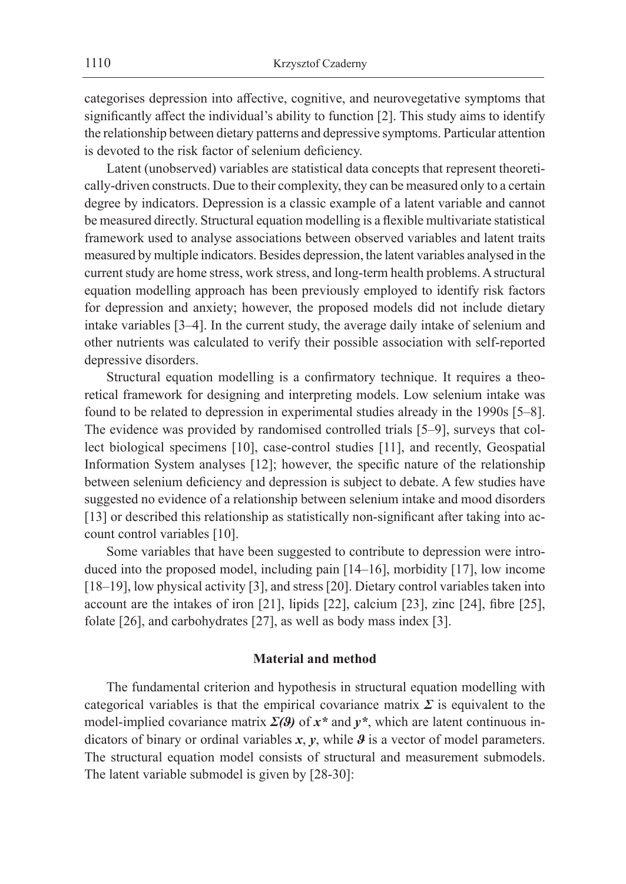categorises depression into affective, cognitive, and neurovegetative symptoms that significantly affect the individual's ability to function [2]. This study aims to identify the relationship between dietary patterns and depressive symptoms. Particular attention is devoted to the risk factor of selenium deficiency.

Latent (unobserved) variables are statistical data concepts that represent theoretically-driven constructs. Due to their complexity, they can be measured only to a certain degree by indicators. Depression is a classic example of a latent variable and cannot be measured directly. Structural equation modelling is a flexible multivariate statistical framework used to analyse associations between observed variables and latent traits measured by multiple indicators. Besides depression, the latent variables analysed in the current study are home stress, work stress, and long-term health problems. A structural equation modelling approach has been previously employed to identify risk factors for depression and anxiety; however, the proposed models did not include dietary intake variables [3–4]. In the current study, the average daily intake of selenium and other nutrients was calculated to verify their possible association with self-reported depressive disorders.

Structural equation modelling is a confirmatory technique. It requires a theoretical framework for designing and interpreting models. Low selenium intake was found to be related to depression in experimental studies already in the 1990s [5–8]. The evidence was provided by randomised controlled trials [5–9], surveys that collect biological specimens [10], case-control studies [11], and recently, Geospatial Information System analyses [12]; however, the specific nature of the relationship between selenium deficiency and depression is subject to debate. A few studies have suggested no evidence of a relationship between selenium intake and mood disorders [13] or described this relationship as statistically non-significant after taking into account control variables [10].

Some variables that have been suggested to contribute to depression were introduced into the proposed model, including pain [14–16], morbidity [17], low income [18–19], low physical activity [3], and stress [20]. Dietary control variables taken into account are the intakes of iron [21], lipids [22], calcium [23], zinc [24], fibre [25], folate [26], and carbohydrates [27], as well as body mass index [3].

## Material and method

The fundamental criterion and hypothesis in structural equation modelling with categorical variables is that the empirical covariance matrix $\boldsymbol{\Sigma}$ is equivalent to the model-implied covariance matrix $\boldsymbol{\Sigma}(\boldsymbol{\vartheta})$ of $\boldsymbol{x}^*$ and $\boldsymbol{y}^*$, which are latent continuous indicators of binary or ordinal variables $\boldsymbol{x}$, $\boldsymbol{y}$, while $\boldsymbol{\vartheta}$ is a vector of model parameters. The structural equation model consists of structural and measurement submodels. The latent variable submodel is given by [28-30]: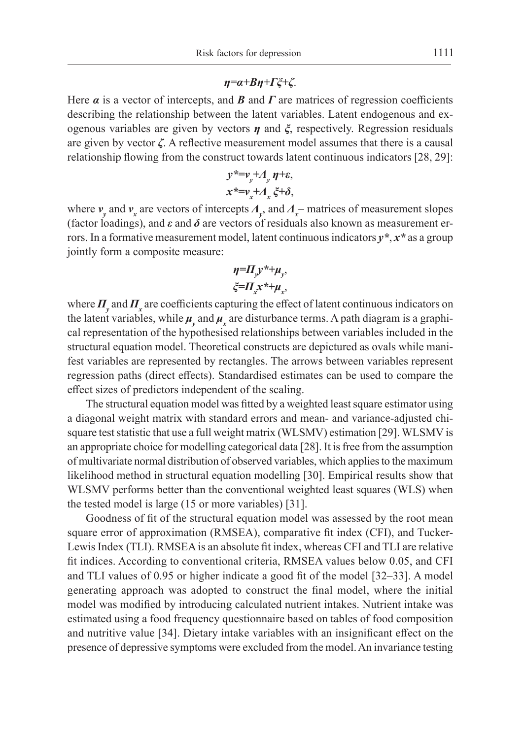$$\boldsymbol{\eta}=\boldsymbol{\alpha}+\boldsymbol{B\eta}+\boldsymbol{\Gamma\xi}+\boldsymbol{\zeta}.$$

Here $\boldsymbol{\alpha}$ is a vector of intercepts, and $\boldsymbol{B}$ and $\boldsymbol{\Gamma}$ are matrices of regression coefficients describing the relationship between the latent variables. Latent endogenous and exogenous variables are given by vectors $\boldsymbol{\eta}$ and $\boldsymbol{\xi}$, respectively. Regression residuals are given by vector $\boldsymbol{\zeta}$. A reflective measurement model assumes that there is a causal relationship flowing from the construct towards latent continuous indicators [28, 29]:

$$\boldsymbol{y}^*=\boldsymbol{\nu}_y+\boldsymbol{\Lambda}_y\,\boldsymbol{\eta}+\boldsymbol{\varepsilon},$$
$$\boldsymbol{x}^*=\boldsymbol{\nu}_x+\boldsymbol{\Lambda}_x\,\boldsymbol{\xi}+\boldsymbol{\delta},$$

where $\boldsymbol{\nu}_y$ and $\boldsymbol{\nu}_x$ are vectors of intercepts $\boldsymbol{\Lambda}_y$, and $\boldsymbol{\Lambda}_x$– matrices of measurement slopes (factor loadings), and $\boldsymbol{\varepsilon}$ and $\boldsymbol{\delta}$ are vectors of residuals also known as measurement errors. In a formative measurement model, latent continuous indicators $\boldsymbol{y}^*$, $\boldsymbol{x}^*$ as a group jointly form a composite measure:

$$\boldsymbol{\eta}=\boldsymbol{\Pi}_y\boldsymbol{y}^*+\boldsymbol{\mu}_y,$$
$$\boldsymbol{\xi}=\boldsymbol{\Pi}_x\boldsymbol{x}^*+\boldsymbol{\mu}_x,$$

where $\boldsymbol{\Pi}_y$ and $\boldsymbol{\Pi}_x$ are coefficients capturing the effect of latent continuous indicators on the latent variables, while $\boldsymbol{\mu}_y$ and $\boldsymbol{\mu}_x$ are disturbance terms. A path diagram is a graphical representation of the hypothesised relationships between variables included in the structural equation model. Theoretical constructs are depictured as ovals while manifest variables are represented by rectangles. The arrows between variables represent regression paths (direct effects). Standardised estimates can be used to compare the effect sizes of predictors independent of the scaling.

The structural equation model was fitted by a weighted least square estimator using a diagonal weight matrix with standard errors and mean- and variance-adjusted chi-square test statistic that use a full weight matrix (WLSMV) estimation [29]. WLSMV is an appropriate choice for modelling categorical data [28]. It is free from the assumption of multivariate normal distribution of observed variables, which applies to the maximum likelihood method in structural equation modelling [30]. Empirical results show that WLSMV performs better than the conventional weighted least squares (WLS) when the tested model is large (15 or more variables) [31].

Goodness of fit of the structural equation model was assessed by the root mean square error of approximation (RMSEA), comparative fit index (CFI), and Tucker-Lewis Index (TLI). RMSEA is an absolute fit index, whereas CFI and TLI are relative fit indices. According to conventional criteria, RMSEA values below 0.05, and CFI and TLI values of 0.95 or higher indicate a good fit of the model [32–33]. A model generating approach was adopted to construct the final model, where the initial model was modified by introducing calculated nutrient intakes. Nutrient intake was estimated using a food frequency questionnaire based on tables of food composition and nutritive value [34]. Dietary intake variables with an insignificant effect on the presence of depressive symptoms were excluded from the model. An invariance testing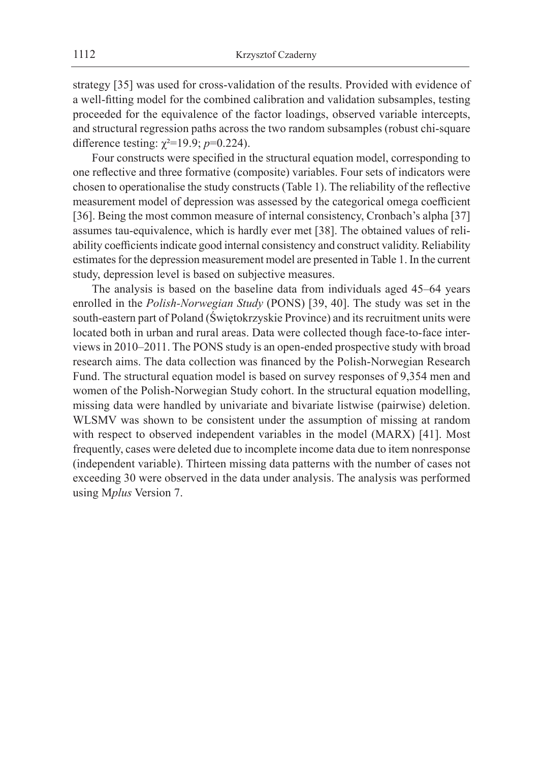strategy [35] was used for cross-validation of the results. Provided with evidence of a well-fitting model for the combined calibration and validation subsamples, testing proceeded for the equivalence of the factor loadings, observed variable intercepts, and structural regression paths across the two random subsamples (robust chi-square difference testing: $\chi^2=19.9$; $p=0.224$).

Four constructs were specified in the structural equation model, corresponding to one reflective and three formative (composite) variables. Four sets of indicators were chosen to operationalise the study constructs (Table 1). The reliability of the reflective measurement model of depression was assessed by the categorical omega coefficient [36]. Being the most common measure of internal consistency, Cronbach's alpha [37] assumes tau-equivalence, which is hardly ever met [38]. The obtained values of reliability coefficients indicate good internal consistency and construct validity. Reliability estimates for the depression measurement model are presented in Table 1. In the current study, depression level is based on subjective measures.

The analysis is based on the baseline data from individuals aged 45–64 years enrolled in the *Polish-Norwegian Study* (PONS) [39, 40]. The study was set in the south-eastern part of Poland (Świętokrzyskie Province) and its recruitment units were located both in urban and rural areas. Data were collected though face-to-face interviews in 2010–2011. The PONS study is an open-ended prospective study with broad research aims. The data collection was financed by the Polish-Norwegian Research Fund. The structural equation model is based on survey responses of 9,354 men and women of the Polish-Norwegian Study cohort. In the structural equation modelling, missing data were handled by univariate and bivariate listwise (pairwise) deletion. WLSMV was shown to be consistent under the assumption of missing at random with respect to observed independent variables in the model (MARX) [41]. Most frequently, cases were deleted due to incomplete income data due to item nonresponse (independent variable). Thirteen missing data patterns with the number of cases not exceeding 30 were observed in the data under analysis. The analysis was performed using M*plus* Version 7.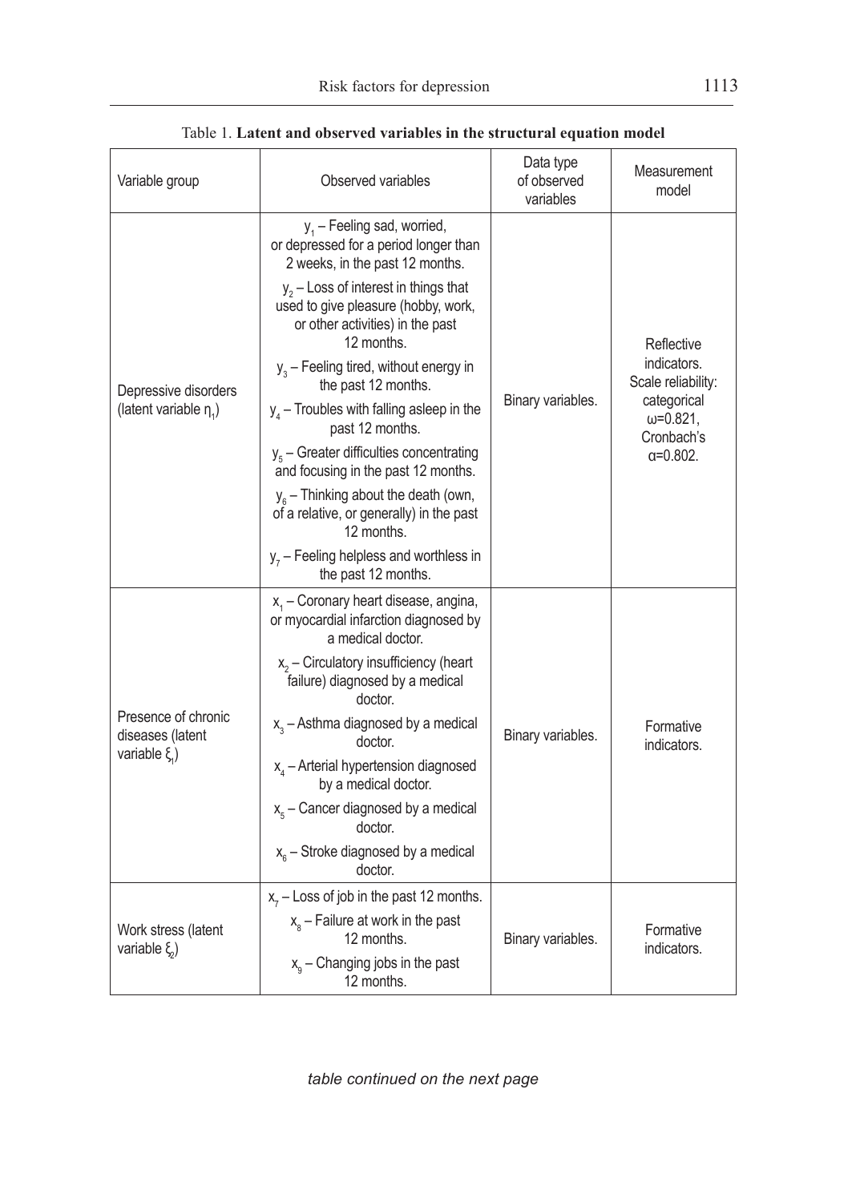Table 1. **Latent and observed variables in the structural equation model**

| Variable group | Observed variables | Data type of observed variables | Measurement model |
|---|---|---|---|
| Depressive disorders (latent variable $\eta_1$) | $y_1$ – Feeling sad, worried, or depressed for a period longer than 2 weeks, in the past 12 months.<br>$y_2$ – Loss of interest in things that used to give pleasure (hobby, work, or other activities) in the past 12 months.<br>$y_3$ – Feeling tired, without energy in the past 12 months.<br>$y_4$ – Troubles with falling asleep in the past 12 months.<br>$y_5$ – Greater difficulties concentrating and focusing in the past 12 months.<br>$y_6$ – Thinking about the death (own, of a relative, or generally) in the past 12 months.<br>$y_7$ – Feeling helpless and worthless in the past 12 months. | Binary variables. | Reflective indicators. Scale reliability: categorical $\omega$=0.821, Cronbach's $\alpha$=0.802. |
| Presence of chronic diseases (latent variable $\xi_1$) | $x_1$ – Coronary heart disease, angina, or myocardial infarction diagnosed by a medical doctor.<br>$x_2$ – Circulatory insufficiency (heart failure) diagnosed by a medical doctor.<br>$x_3$ – Asthma diagnosed by a medical doctor.<br>$x_4$ – Arterial hypertension diagnosed by a medical doctor.<br>$x_5$ – Cancer diagnosed by a medical doctor.<br>$x_6$ – Stroke diagnosed by a medical doctor. | Binary variables. | Formative indicators. |
| Work stress (latent variable $\xi_2$) | $x_7$ – Loss of job in the past 12 months.<br>$x_8$ – Failure at work in the past 12 months.<br>$x_9$ – Changing jobs in the past 12 months. | Binary variables. | Formative indicators. |

*table continued on the next page*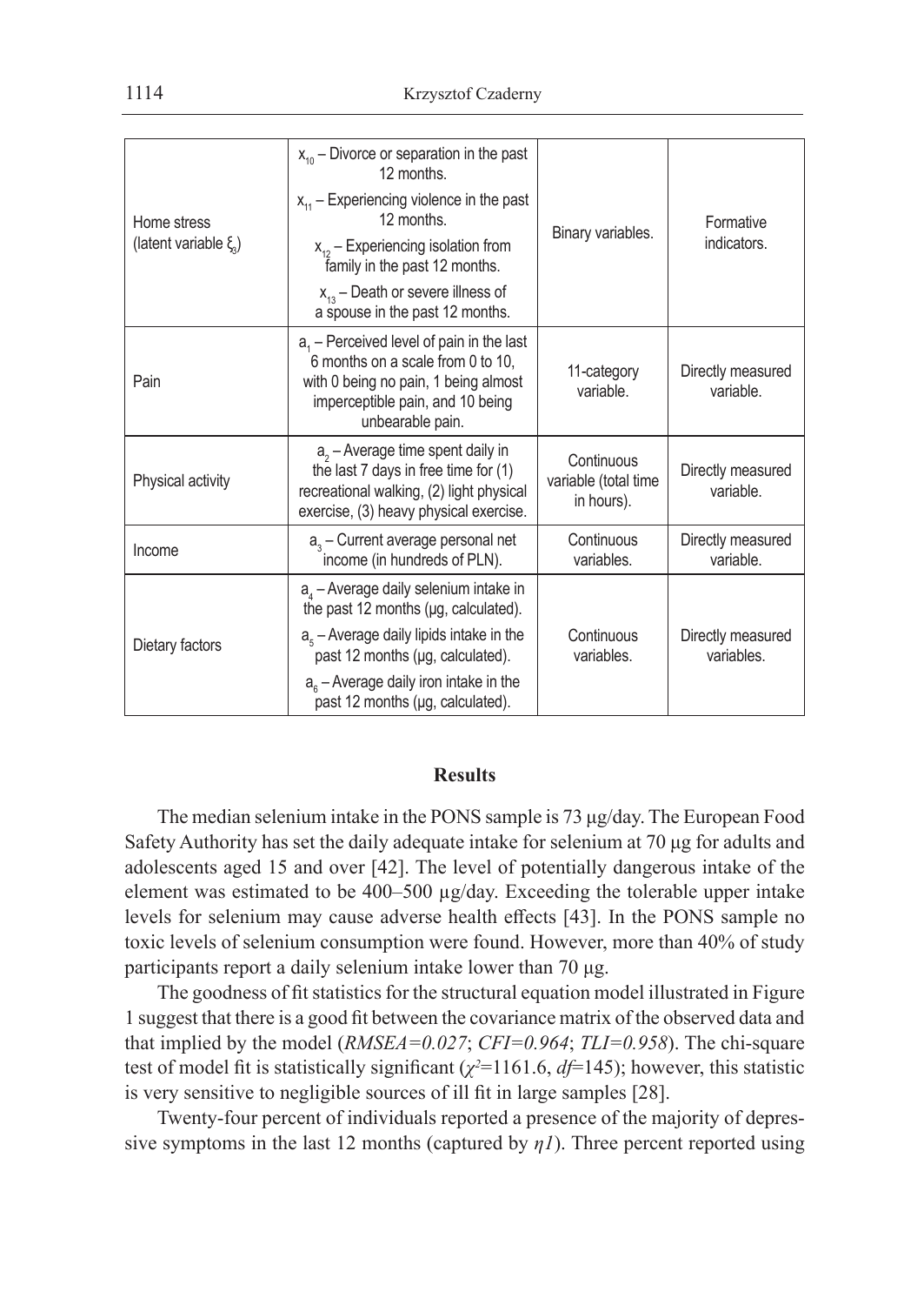| | | | |
|---|---|---|---|
| Home stress (latent variable $\xi_3$) | $x_{10}$ – Divorce or separation in the past 12 months. $x_{11}$ – Experiencing violence in the past 12 months. $x_{12}$ – Experiencing isolation from family in the past 12 months. $x_{13}$ – Death or severe illness of a spouse in the past 12 months. | Binary variables. | Formative indicators. |
| Pain | $a_1$ – Perceived level of pain in the last 6 months on a scale from 0 to 10, with 0 being no pain, 1 being almost imperceptible pain, and 10 being unbearable pain. | 11-category variable. | Directly measured variable. |
| Physical activity | $a_2$ – Average time spent daily in the last 7 days in free time for (1) recreational walking, (2) light physical exercise, (3) heavy physical exercise. | Continuous variable (total time in hours). | Directly measured variable. |
| Income | $a_3$ – Current average personal net income (in hundreds of PLN). | Continuous variables. | Directly measured variable. |
| Dietary factors | $a_4$ – Average daily selenium intake in the past 12 months (μg, calculated). $a_5$ – Average daily lipids intake in the past 12 months (μg, calculated). $a_6$ – Average daily iron intake in the past 12 months (μg, calculated). | Continuous variables. | Directly measured variables. |

## Results

The median selenium intake in the PONS sample is 73 μg/day. The European Food Safety Authority has set the daily adequate intake for selenium at 70 μg for adults and adolescents aged 15 and over [42]. The level of potentially dangerous intake of the element was estimated to be 400–500 μg/day. Exceeding the tolerable upper intake levels for selenium may cause adverse health effects [43]. In the PONS sample no toxic levels of selenium consumption were found. However, more than 40% of study participants report a daily selenium intake lower than 70 μg.

The goodness of fit statistics for the structural equation model illustrated in Figure 1 suggest that there is a good fit between the covariance matrix of the observed data and that implied by the model (*RMSEA=0.027*; *CFI=0.964*; *TLI=0.958*). The chi-square test of model fit is statistically significant ($\chi^2$=1161.6, *df*=145); however, this statistic is very sensitive to negligible sources of ill fit in large samples [28].

Twenty-four percent of individuals reported a presence of the majority of depressive symptoms in the last 12 months (captured by $\eta_1$). Three percent reported using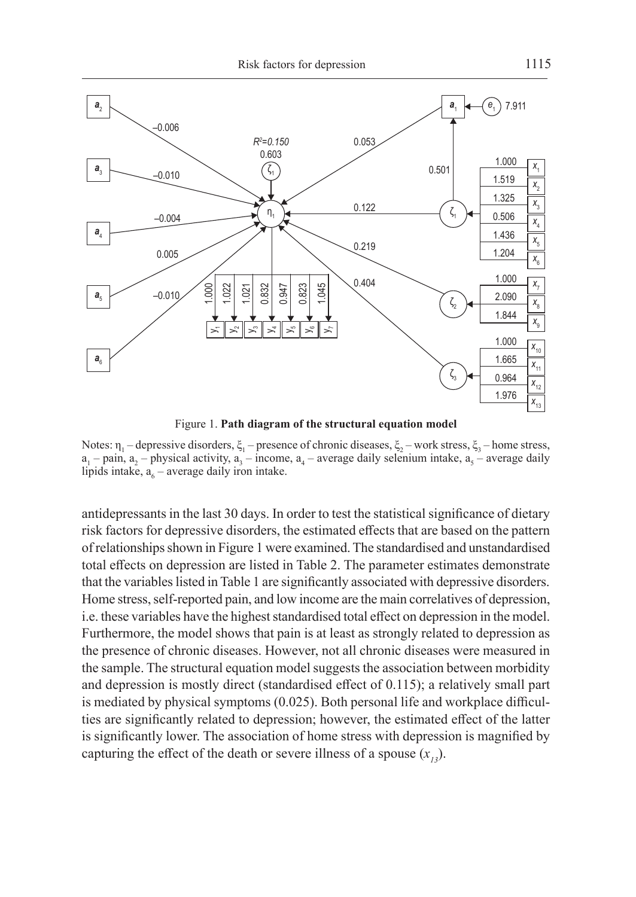Figure 1. **Path diagram of the structural equation model**

Notes: $\eta_1$ – depressive disorders, $\xi_1$ – presence of chronic diseases, $\xi_2$ – work stress, $\xi_3$ – home stress, $a_1$ – pain, $a_2$ – physical activity, $a_3$ – income, $a_4$ – average daily selenium intake, $a_5$ – average daily lipids intake, $a_6$ – average daily iron intake.

antidepressants in the last 30 days. In order to test the statistical significance of dietary risk factors for depressive disorders, the estimated effects that are based on the pattern of relationships shown in Figure 1 were examined. The standardised and unstandardised total effects on depression are listed in Table 2. The parameter estimates demonstrate that the variables listed in Table 1 are significantly associated with depressive disorders. Home stress, self-reported pain, and low income are the main correlatives of depression, i.e. these variables have the highest standardised total effect on depression in the model. Furthermore, the model shows that pain is at least as strongly related to depression as the presence of chronic diseases. However, not all chronic diseases were measured in the sample. The structural equation model suggests the association between morbidity and depression is mostly direct (standardised effect of 0.115); a relatively small part is mediated by physical symptoms (0.025). Both personal life and workplace difficulties are significantly related to depression; however, the estimated effect of the latter is significantly lower. The association of home stress with depression is magnified by capturing the effect of the death or severe illness of a spouse ($x_{13}$).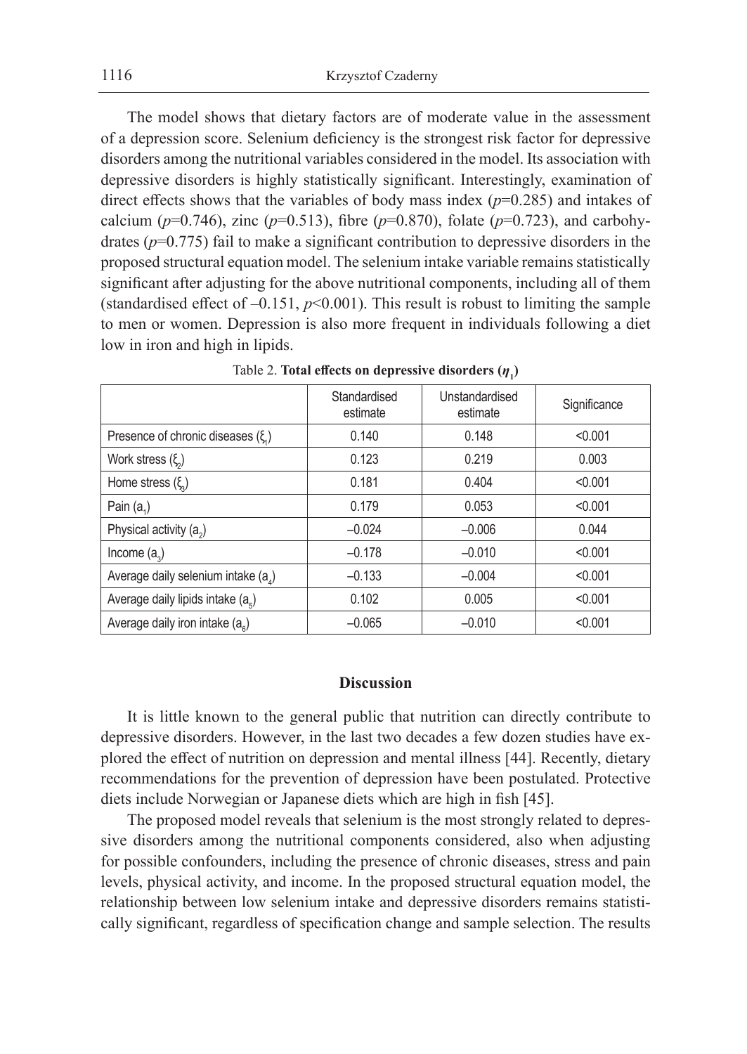The model shows that dietary factors are of moderate value in the assessment of a depression score. Selenium deficiency is the strongest risk factor for depressive disorders among the nutritional variables considered in the model. Its association with depressive disorders is highly statistically significant. Interestingly, examination of direct effects shows that the variables of body mass index ($p$=0.285) and intakes of calcium ($p$=0.746), zinc ($p$=0.513), fibre ($p$=0.870), folate ($p$=0.723), and carbohydrates ($p$=0.775) fail to make a significant contribution to depressive disorders in the proposed structural equation model. The selenium intake variable remains statistically significant after adjusting for the above nutritional components, including all of them (standardised effect of –0.151, $p$<0.001). This result is robust to limiting the sample to men or women. Depression is also more frequent in individuals following a diet low in iron and high in lipids.

Table 2. **Total effects on depressive disorders ($\eta_1$)**

| | Standardised estimate | Unstandardised estimate | Significance |
|---|---|---|---|
| Presence of chronic diseases ($\xi_1$) | 0.140 | 0.148 | <0.001 |
| Work stress ($\xi_2$) | 0.123 | 0.219 | 0.003 |
| Home stress ($\xi_3$) | 0.181 | 0.404 | <0.001 |
| Pain ($a_1$) | 0.179 | 0.053 | <0.001 |
| Physical activity ($a_2$) | –0.024 | –0.006 | 0.044 |
| Income ($a_3$) | –0.178 | –0.010 | <0.001 |
| Average daily selenium intake ($a_4$) | –0.133 | –0.004 | <0.001 |
| Average daily lipids intake ($a_5$) | 0.102 | 0.005 | <0.001 |
| Average daily iron intake ($a_6$) | –0.065 | –0.010 | <0.001 |

## Discussion

It is little known to the general public that nutrition can directly contribute to depressive disorders. However, in the last two decades a few dozen studies have explored the effect of nutrition on depression and mental illness [44]. Recently, dietary recommendations for the prevention of depression have been postulated. Protective diets include Norwegian or Japanese diets which are high in fish [45].

The proposed model reveals that selenium is the most strongly related to depressive disorders among the nutritional components considered, also when adjusting for possible confounders, including the presence of chronic diseases, stress and pain levels, physical activity, and income. In the proposed structural equation model, the relationship between low selenium intake and depressive disorders remains statistically significant, regardless of specification change and sample selection. The results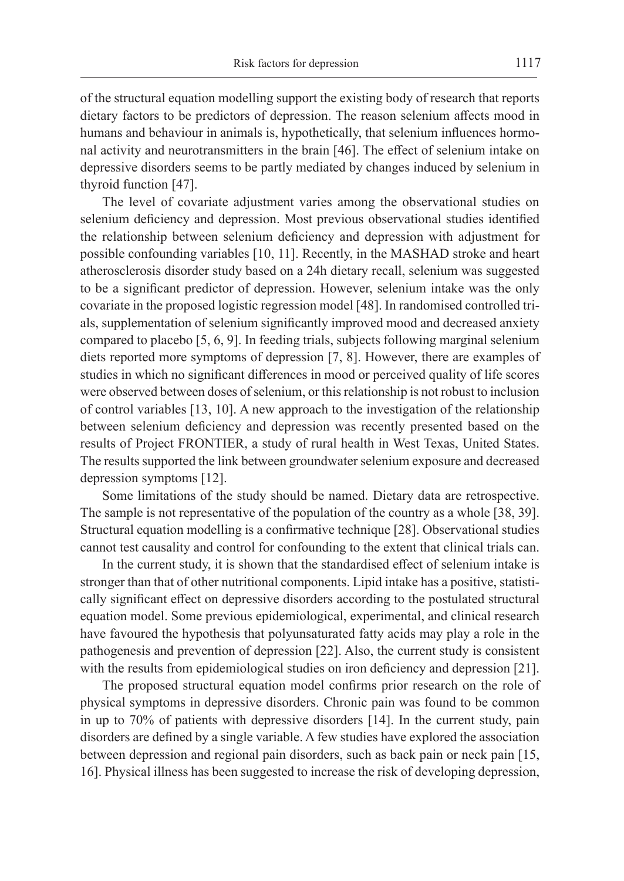of the structural equation modelling support the existing body of research that reports dietary factors to be predictors of depression. The reason selenium affects mood in humans and behaviour in animals is, hypothetically, that selenium influences hormonal activity and neurotransmitters in the brain [46]. The effect of selenium intake on depressive disorders seems to be partly mediated by changes induced by selenium in thyroid function [47].

The level of covariate adjustment varies among the observational studies on selenium deficiency and depression. Most previous observational studies identified the relationship between selenium deficiency and depression with adjustment for possible confounding variables [10, 11]. Recently, in the MASHAD stroke and heart atherosclerosis disorder study based on a 24h dietary recall, selenium was suggested to be a significant predictor of depression. However, selenium intake was the only covariate in the proposed logistic regression model [48]. In randomised controlled trials, supplementation of selenium significantly improved mood and decreased anxiety compared to placebo [5, 6, 9]. In feeding trials, subjects following marginal selenium diets reported more symptoms of depression [7, 8]. However, there are examples of studies in which no significant differences in mood or perceived quality of life scores were observed between doses of selenium, or this relationship is not robust to inclusion of control variables [13, 10]. A new approach to the investigation of the relationship between selenium deficiency and depression was recently presented based on the results of Project FRONTIER, a study of rural health in West Texas, United States. The results supported the link between groundwater selenium exposure and decreased depression symptoms [12].

Some limitations of the study should be named. Dietary data are retrospective. The sample is not representative of the population of the country as a whole [38, 39]. Structural equation modelling is a confirmative technique [28]. Observational studies cannot test causality and control for confounding to the extent that clinical trials can.

In the current study, it is shown that the standardised effect of selenium intake is stronger than that of other nutritional components. Lipid intake has a positive, statistically significant effect on depressive disorders according to the postulated structural equation model. Some previous epidemiological, experimental, and clinical research have favoured the hypothesis that polyunsaturated fatty acids may play a role in the pathogenesis and prevention of depression [22]. Also, the current study is consistent with the results from epidemiological studies on iron deficiency and depression [21].

The proposed structural equation model confirms prior research on the role of physical symptoms in depressive disorders. Chronic pain was found to be common in up to 70% of patients with depressive disorders [14]. In the current study, pain disorders are defined by a single variable. A few studies have explored the association between depression and regional pain disorders, such as back pain or neck pain [15, 16]. Physical illness has been suggested to increase the risk of developing depression,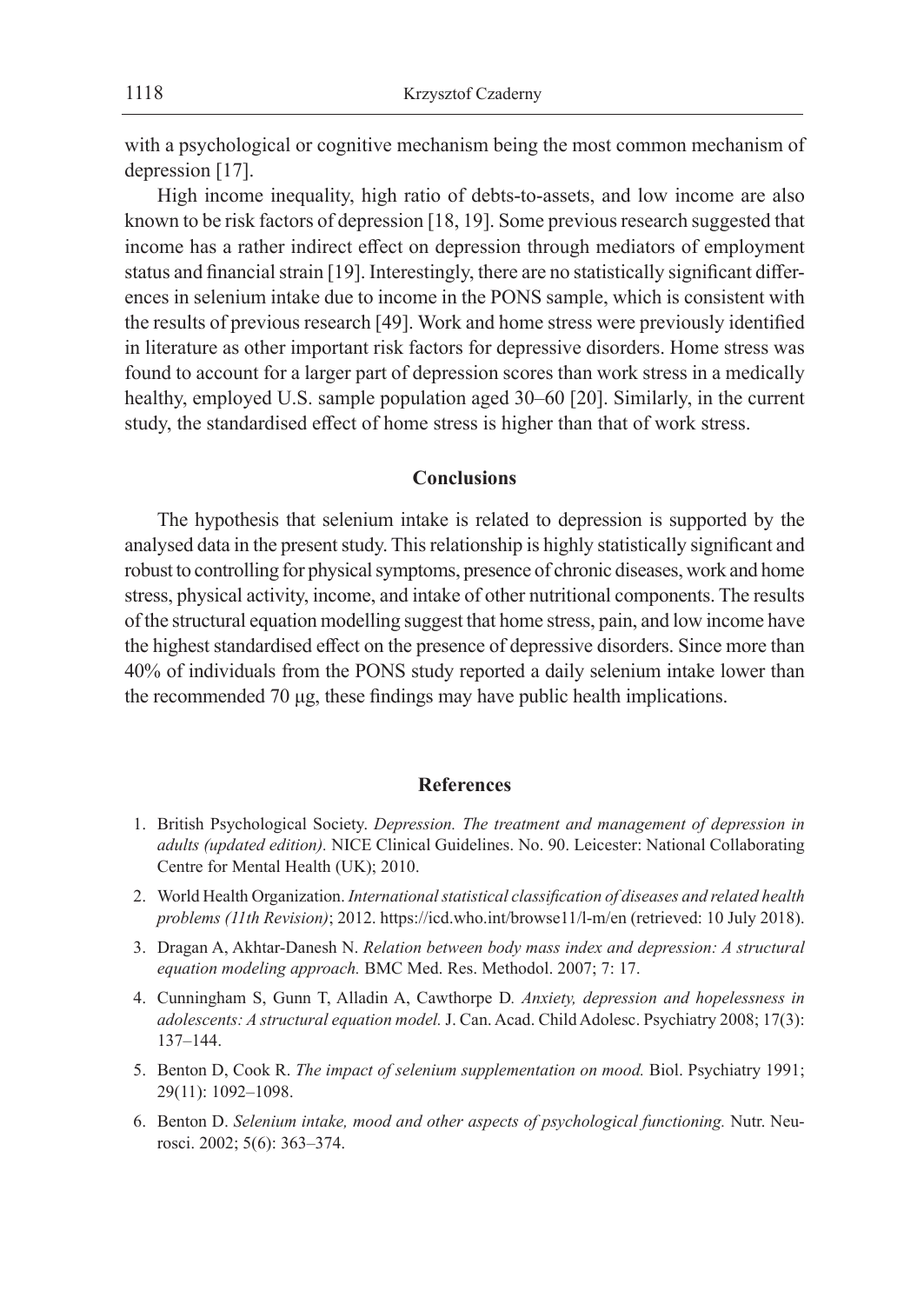with a psychological or cognitive mechanism being the most common mechanism of depression [17].

High income inequality, high ratio of debts-to-assets, and low income are also known to be risk factors of depression [18, 19]. Some previous research suggested that income has a rather indirect effect on depression through mediators of employment status and financial strain [19]. Interestingly, there are no statistically significant differences in selenium intake due to income in the PONS sample, which is consistent with the results of previous research [49]. Work and home stress were previously identified in literature as other important risk factors for depressive disorders. Home stress was found to account for a larger part of depression scores than work stress in a medically healthy, employed U.S. sample population aged 30–60 [20]. Similarly, in the current study, the standardised effect of home stress is higher than that of work stress.

## Conclusions

The hypothesis that selenium intake is related to depression is supported by the analysed data in the present study. This relationship is highly statistically significant and robust to controlling for physical symptoms, presence of chronic diseases, work and home stress, physical activity, income, and intake of other nutritional components. The results of the structural equation modelling suggest that home stress, pain, and low income have the highest standardised effect on the presence of depressive disorders. Since more than 40% of individuals from the PONS study reported a daily selenium intake lower than the recommended 70 µg, these findings may have public health implications.

## References

1. British Psychological Society. *Depression. The treatment and management of depression in adults (updated edition).* NICE Clinical Guidelines. No. 90. Leicester: National Collaborating Centre for Mental Health (UK); 2010.
2. World Health Organization. *International statistical classification of diseases and related health problems (11th Revision)*; 2012. https://icd.who.int/browse11/l-m/en (retrieved: 10 July 2018).
3. Dragan A, Akhtar-Danesh N. *Relation between body mass index and depression: A structural equation modeling approach.* BMC Med. Res. Methodol. 2007; 7: 17.
4. Cunningham S, Gunn T, Alladin A, Cawthorpe D. *Anxiety, depression and hopelessness in adolescents: A structural equation model.* J. Can. Acad. Child Adolesc. Psychiatry 2008; 17(3): 137–144.
5. Benton D, Cook R. *The impact of selenium supplementation on mood.* Biol. Psychiatry 1991; 29(11): 1092–1098.
6. Benton D. *Selenium intake, mood and other aspects of psychological functioning.* Nutr. Neurosci. 2002; 5(6): 363–374.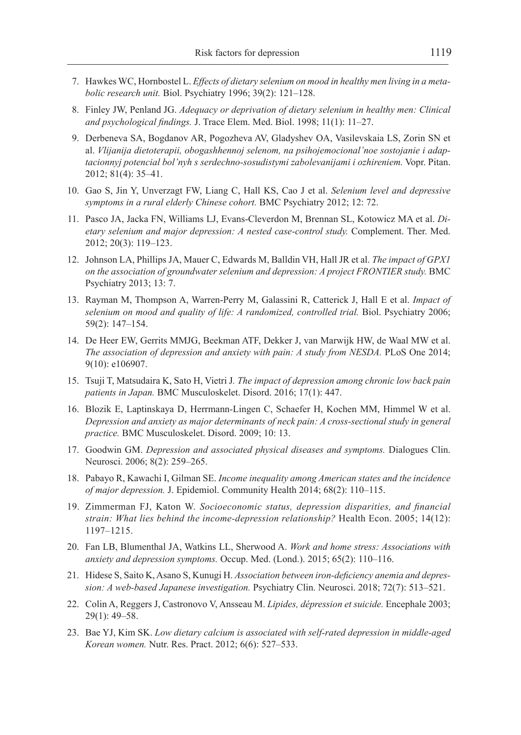7. Hawkes WC, Hornbostel L. *Effects of dietary selenium on mood in healthy men living in a metabolic research unit.* Biol. Psychiatry 1996; 39(2): 121–128.
8. Finley JW, Penland JG. *Adequacy or deprivation of dietary selenium in healthy men: Clinical and psychological findings.* J. Trace Elem. Med. Biol. 1998; 11(1): 11–27.
9. Derbeneva SA, Bogdanov AR, Pogozheva AV, Gladyshev OA, Vasilevskaia LS, Zorin SN et al. *Vlijanija dietoterapii, obogashhennoj selenom, na psihojemocional'noe sostojanie i adaptacionnyj potencial bol'nyh s serdechno-sosudistymi zabolevanijami i ozhireniem.* Vopr. Pitan. 2012; 81(4): 35–41.
10. Gao S, Jin Y, Unverzagt FW, Liang C, Hall KS, Cao J et al. *Selenium level and depressive symptoms in a rural elderly Chinese cohort.* BMC Psychiatry 2012; 12: 72.
11. Pasco JA, Jacka FN, Williams LJ, Evans-Cleverdon M, Brennan SL, Kotowicz MA et al. *Dietary selenium and major depression: A nested case-control study.* Complement. Ther. Med. 2012; 20(3): 119–123.
12. Johnson LA, Phillips JA, Mauer C, Edwards M, Balldin VH, Hall JR et al. *The impact of GPX1 on the association of groundwater selenium and depression: A project FRONTIER study.* BMC Psychiatry 2013; 13: 7.
13. Rayman M, Thompson A, Warren-Perry M, Galassini R, Catterick J, Hall E et al. *Impact of selenium on mood and quality of life: A randomized, controlled trial.* Biol. Psychiatry 2006; 59(2): 147–154.
14. De Heer EW, Gerrits MMJG, Beekman ATF, Dekker J, van Marwijk HW, de Waal MW et al. *The association of depression and anxiety with pain: A study from NESDA.* PLoS One 2014; 9(10): e106907.
15. Tsuji T, Matsudaira K, Sato H, Vietri J. *The impact of depression among chronic low back pain patients in Japan.* BMC Musculoskelet. Disord. 2016; 17(1): 447.
16. Blozik E, Laptinskaya D, Herrmann-Lingen C, Schaefer H, Kochen MM, Himmel W et al. *Depression and anxiety as major determinants of neck pain: A cross-sectional study in general practice.* BMC Musculoskelet. Disord. 2009; 10: 13.
17. Goodwin GM. *Depression and associated physical diseases and symptoms.* Dialogues Clin. Neurosci. 2006; 8(2): 259–265.
18. Pabayo R, Kawachi I, Gilman SE. *Income inequality among American states and the incidence of major depression.* J. Epidemiol. Community Health 2014; 68(2): 110–115.
19. Zimmerman FJ, Katon W. *Socioeconomic status, depression disparities, and financial strain: What lies behind the income-depression relationship?* Health Econ. 2005; 14(12): 1197–1215.
20. Fan LB, Blumenthal JA, Watkins LL, Sherwood A. *Work and home stress: Associations with anxiety and depression symptoms.* Occup. Med. (Lond.). 2015; 65(2): 110–116.
21. Hidese S, Saito K, Asano S, Kunugi H. *Association between iron-deficiency anemia and depression: A web-based Japanese investigation.* Psychiatry Clin. Neurosci. 2018; 72(7): 513–521.
22. Colin A, Reggers J, Castronovo V, Ansseau M. *Lipides, dépression et suicide.* Encephale 2003; 29(1): 49–58.
23. Bae YJ, Kim SK. *Low dietary calcium is associated with self-rated depression in middle-aged Korean women.* Nutr. Res. Pract. 2012; 6(6): 527–533.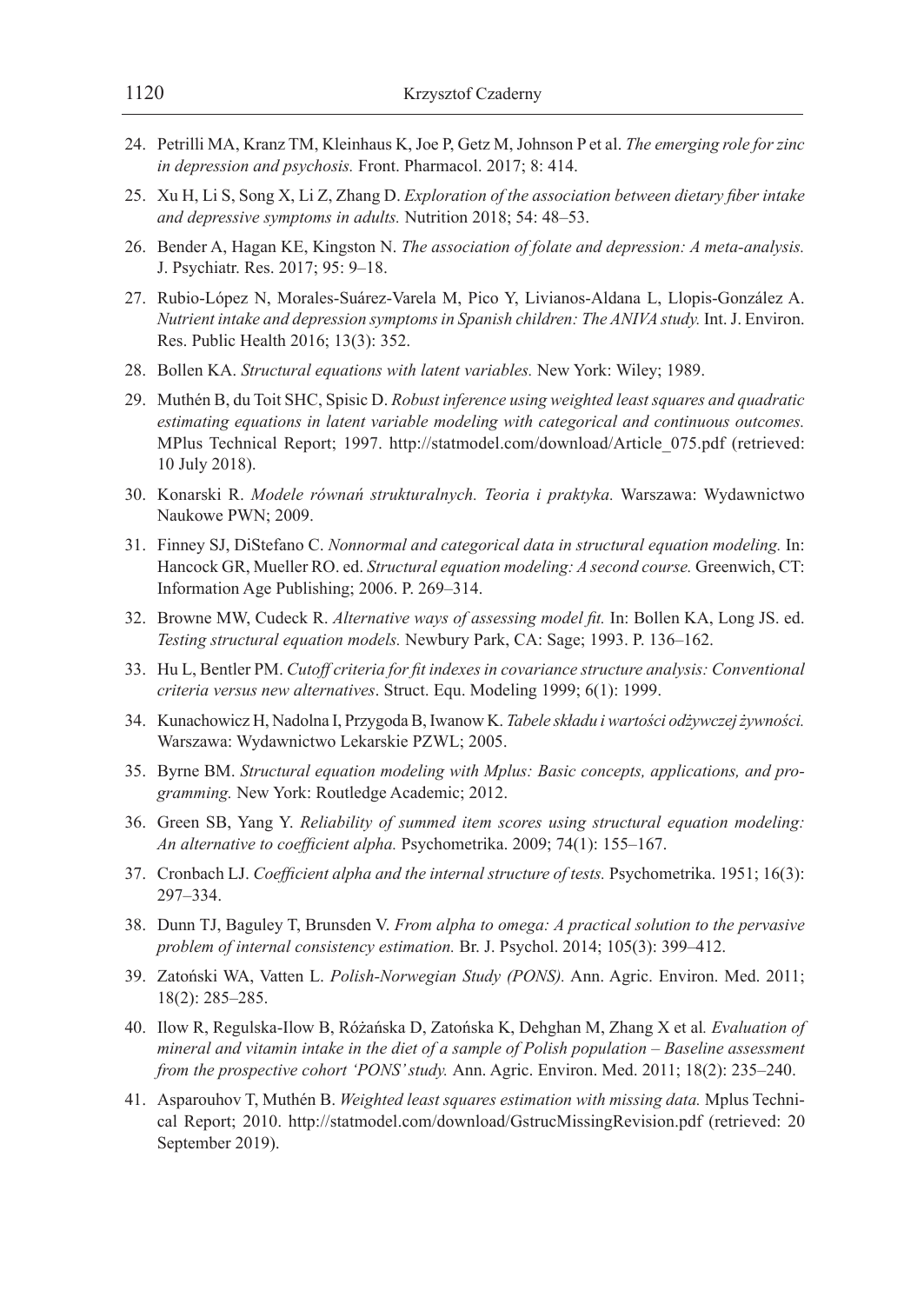24. Petrilli MA, Kranz TM, Kleinhaus K, Joe P, Getz M, Johnson P et al. *The emerging role for zinc in depression and psychosis.* Front. Pharmacol. 2017; 8: 414.
25. Xu H, Li S, Song X, Li Z, Zhang D. *Exploration of the association between dietary fiber intake and depressive symptoms in adults.* Nutrition 2018; 54: 48–53.
26. Bender A, Hagan KE, Kingston N. *The association of folate and depression: A meta-analysis.* J. Psychiatr. Res. 2017; 95: 9–18.
27. Rubio-López N, Morales-Suárez-Varela M, Pico Y, Livianos-Aldana L, Llopis-González A. *Nutrient intake and depression symptoms in Spanish children: The ANIVA study.* Int. J. Environ. Res. Public Health 2016; 13(3): 352.
28. Bollen KA. *Structural equations with latent variables.* New York: Wiley; 1989.
29. Muthén B, du Toit SHC, Spisic D. *Robust inference using weighted least squares and quadratic estimating equations in latent variable modeling with categorical and continuous outcomes.* MPlus Technical Report; 1997. http://statmodel.com/download/Article_075.pdf (retrieved: 10 July 2018).
30. Konarski R. *Modele równań strukturalnych. Teoria i praktyka.* Warszawa: Wydawnictwo Naukowe PWN; 2009.
31. Finney SJ, DiStefano C. *Nonnormal and categorical data in structural equation modeling.* In: Hancock GR, Mueller RO. ed. *Structural equation modeling: A second course.* Greenwich, CT: Information Age Publishing; 2006. P. 269–314.
32. Browne MW, Cudeck R. *Alternative ways of assessing model fit.* In: Bollen KA, Long JS. ed. *Testing structural equation models.* Newbury Park, CA: Sage; 1993. P. 136–162.
33. Hu L, Bentler PM. *Cutoff criteria for fit indexes in covariance structure analysis: Conventional criteria versus new alternatives*. Struct. Equ. Modeling 1999; 6(1): 1999.
34. Kunachowicz H, Nadolna I, Przygoda B, Iwanow K. *Tabele składu i wartości odżywczej żywności.* Warszawa: Wydawnictwo Lekarskie PZWL; 2005.
35. Byrne BM. *Structural equation modeling with Mplus: Basic concepts, applications, and programming.* New York: Routledge Academic; 2012.
36. Green SB, Yang Y. *Reliability of summed item scores using structural equation modeling: An alternative to coefficient alpha.* Psychometrika. 2009; 74(1): 155–167.
37. Cronbach LJ. *Coefficient alpha and the internal structure of tests.* Psychometrika. 1951; 16(3): 297–334.
38. Dunn TJ, Baguley T, Brunsden V. *From alpha to omega: A practical solution to the pervasive problem of internal consistency estimation.* Br. J. Psychol. 2014; 105(3): 399–412.
39. Zatoński WA, Vatten L. *Polish-Norwegian Study (PONS).* Ann. Agric. Environ. Med. 2011; 18(2): 285–285.
40. Ilow R, Regulska-Ilow B, Różańska D, Zatońska K, Dehghan M, Zhang X et al*. Evaluation of mineral and vitamin intake in the diet of a sample of Polish population – Baseline assessment from the prospective cohort 'PONS' study.* Ann. Agric. Environ. Med. 2011; 18(2): 235–240.
41. Asparouhov T, Muthén B. *Weighted least squares estimation with missing data.* Mplus Technical Report; 2010. http://statmodel.com/download/GstrucMissingRevision.pdf (retrieved: 20 September 2019).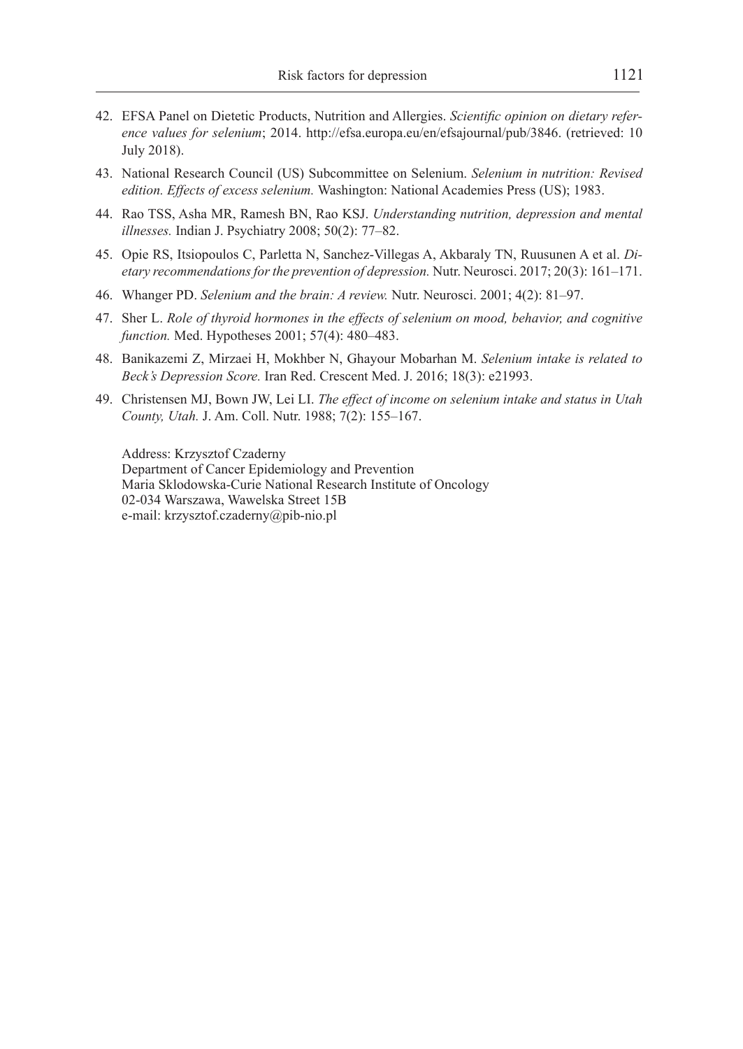42. EFSA Panel on Dietetic Products, Nutrition and Allergies. *Scientific opinion on dietary reference values for selenium*; 2014. http://efsa.europa.eu/en/efsajournal/pub/3846. (retrieved: 10 July 2018).
43. National Research Council (US) Subcommittee on Selenium. *Selenium in nutrition: Revised edition. Effects of excess selenium.* Washington: National Academies Press (US); 1983.
44. Rao TSS, Asha MR, Ramesh BN, Rao KSJ. *Understanding nutrition, depression and mental illnesses.* Indian J. Psychiatry 2008; 50(2): 77–82.
45. Opie RS, Itsiopoulos C, Parletta N, Sanchez-Villegas A, Akbaraly TN, Ruusunen A et al. *Dietary recommendations for the prevention of depression.* Nutr. Neurosci. 2017; 20(3): 161–171.
46. Whanger PD. *Selenium and the brain: A review.* Nutr. Neurosci. 2001; 4(2): 81–97.
47. Sher L. *Role of thyroid hormones in the effects of selenium on mood, behavior, and cognitive function.* Med. Hypotheses 2001; 57(4): 480–483.
48. Banikazemi Z, Mirzaei H, Mokhber N, Ghayour Mobarhan M. *Selenium intake is related to Beck's Depression Score.* Iran Red. Crescent Med. J. 2016; 18(3): e21993.
49. Christensen MJ, Bown JW, Lei LI. *The effect of income on selenium intake and status in Utah County, Utah.* J. Am. Coll. Nutr. 1988; 7(2): 155–167.

Address: Krzysztof Czaderny
Department of Cancer Epidemiology and Prevention
Maria Sklodowska-Curie National Research Institute of Oncology
02-034 Warszawa, Wawelska Street 15B
e-mail: krzysztof.czaderny@pib-nio.pl